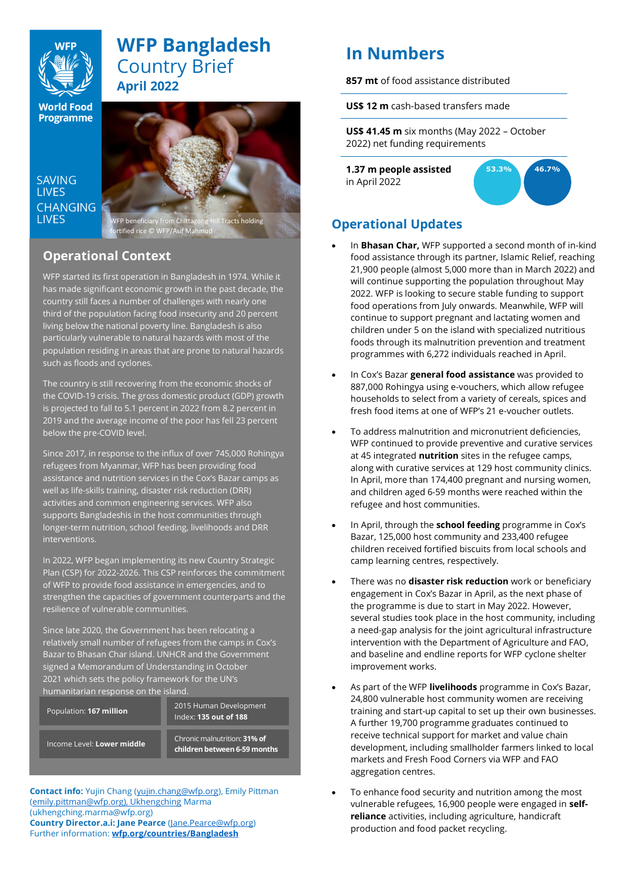# WFP Bangladesh Country Brief
## April 2022

World Food Programme

SAVING LIVES CHANGING LIVES

WFP beneficiary from Chittagong Hill Tracts holding fortified rice © WFP/Asif Mahmud

## Operational Context

WFP started its first operation in Bangladesh in 1974. While it has made significant economic growth in the past decade, the country still faces a number of challenges with nearly one third of the population facing food insecurity and 20 percent living below the national poverty line. Bangladesh is also particularly vulnerable to natural hazards with most of the population residing in areas that are prone to natural hazards such as floods and cyclones.

The country is still recovering from the economic shocks of the COVID-19 crisis. The gross domestic product (GDP) growth is projected to fall to 5.1 percent in 2022 from 8.2 percent in 2019 and the average income of the poor has fell 23 percent below the pre-COVID level.

Since 2017, in response to the influx of over 745,000 Rohingya refugees from Myanmar, WFP has been providing food assistance and nutrition services in the Cox's Bazar camps as well as life-skills training, disaster risk reduction (DRR) activities and common engineering services. WFP also supports Bangladeshis in the host communities through longer-term nutrition, school feeding, livelihoods and DRR interventions.

In 2022, WFP began implementing its new Country Strategic Plan (CSP) for 2022-2026. This CSP reinforces the commitment of WFP to provide food assistance in emergencies, and to strengthen the capacities of government counterparts and the resilience of vulnerable communities.

Since late 2020, the Government has been relocating a relatively small number of refugees from the camps in Cox's Bazar to Bhasan Char island. UNHCR and the Government signed a Memorandum of Understanding in October 2021 which sets the policy framework for the UN's humanitarian response on the island.

| | |
|---|---|
| Population: **167 million** | 2015 Human Development Index: **135 out of 188** |
| Income Level: **Lower middle** | Chronic malnutrition: **31% of children between 6-59 months** |

**Contact info:** Yujin Chang (yujin.chang@wfp.org), Emily Pittman (emily.pittman@wfp.org), Ukhengching Marma (ukhengching.marma@wfp.org)
**Country Director.a.i: Jane Pearce** (Jane.Pearce@wfp.org)
Further information: **wfp.org/countries/Bangladesh**

# In Numbers

**857 mt** of food assistance distributed

**US$ 12 m** cash-based transfers made

**US$ 41.45 m** six months (May 2022 – October 2022) net funding requirements

**1.37 m people assisted** in April 2022

53.3% 46.7%

## Operational Updates

- In **Bhasan Char,** WFP supported a second month of in-kind food assistance through its partner, Islamic Relief, reaching 21,900 people (almost 5,000 more than in March 2022) and will continue supporting the population throughout May 2022. WFP is looking to secure stable funding to support food operations from July onwards. Meanwhile, WFP will continue to support pregnant and lactating women and children under 5 on the island with specialized nutritious foods through its malnutrition prevention and treatment programmes with 6,272 individuals reached in April.

- In Cox's Bazar **general food assistance** was provided to 887,000 Rohingya using e-vouchers, which allow refugee households to select from a variety of cereals, spices and fresh food items at one of WFP's 21 e-voucher outlets.

- To address malnutrition and micronutrient deficiencies, WFP continued to provide preventive and curative services at 45 integrated **nutrition** sites in the refugee camps, along with curative services at 129 host community clinics. In April, more than 174,400 pregnant and nursing women, and children aged 6-59 months were reached within the refugee and host communities.

- In April, through the **school feeding** programme in Cox's Bazar, 125,000 host community and 233,400 refugee children received fortified biscuits from local schools and camp learning centres, respectively.

- There was no **disaster risk reduction** work or beneficiary engagement in Cox's Bazar in April, as the next phase of the programme is due to start in May 2022. However, several studies took place in the host community, including a need-gap analysis for the joint agricultural infrastructure intervention with the Department of Agriculture and FAO, and baseline and endline reports for WFP cyclone shelter improvement works.

- As part of the WFP **livelihoods** programme in Cox's Bazar, 24,800 vulnerable host community women are receiving training and start-up capital to set up their own businesses. A further 19,700 programme graduates continued to receive technical support for market and value chain development, including smallholder farmers linked to local markets and Fresh Food Corners via WFP and FAO aggregation centres.

- To enhance food security and nutrition among the most vulnerable refugees, 16,900 people were engaged in **self-reliance** activities, including agriculture, handicraft production and food packet recycling.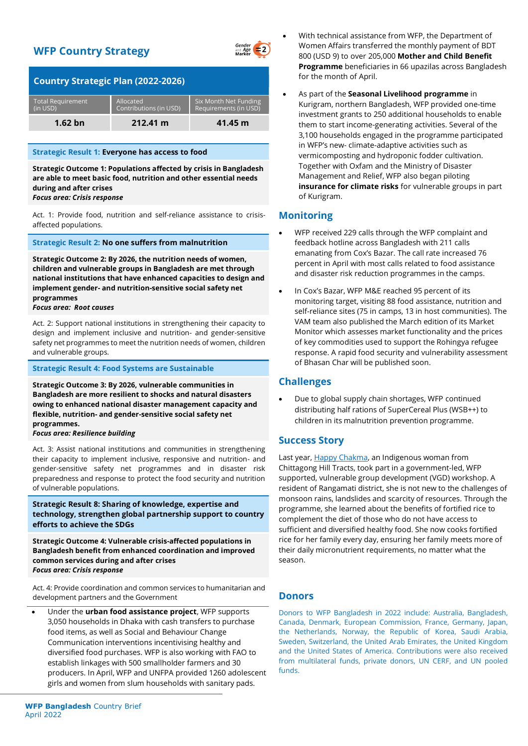## WFP Country Strategy

Gender and Age Marker 2

### Country Strategic Plan (2022-2026)

| Total Requirement (in USD) | Allocated Contributions (in USD) | Six Month Net Funding Requirements (in USD) |
|---|---|---|
| 1.62 bn | 212.41 m | 41.45 m |

**Strategic Result 1: Everyone has access to food**

**Strategic Outcome 1: Populations affected by crisis in Bangladesh are able to meet basic food, nutrition and other essential needs during and after crises**
***Focus area: Crisis response***

Act. 1: Provide food, nutrition and self-reliance assistance to crisis-affected populations.

**Strategic Result 2: No one suffers from malnutrition**

**Strategic Outcome 2: By 2026, the nutrition needs of women, children and vulnerable groups in Bangladesh are met through national institutions that have enhanced capacities to design and implement gender- and nutrition-sensitive social safety net programmes**
***Focus area: Root causes***

Act. 2: Support national institutions in strengthening their capacity to design and implement inclusive and nutrition- and gender-sensitive safety net programmes to meet the nutrition needs of women, children and vulnerable groups.

**Strategic Result 4: Food Systems are Sustainable**

**Strategic Outcome 3: By 2026, vulnerable communities in Bangladesh are more resilient to shocks and natural disasters owing to enhanced national disaster management capacity and flexible, nutrition- and gender-sensitive social safety net programmes.**
***Focus area: Resilience building***

Act. 3: Assist national institutions and communities in strengthening their capacity to implement inclusive, responsive and nutrition- and gender-sensitive safety net programmes and in disaster risk preparedness and response to protect the food security and nutrition of vulnerable populations.

**Strategic Result 8: Sharing of knowledge, expertise and technology, strengthen global partnership support to country efforts to achieve the SDGs**

**Strategic Outcome 4: Vulnerable crisis-affected populations in Bangladesh benefit from enhanced coordination and improved common services during and after crises**
***Focus area: Crisis response***

Act. 4: Provide coordination and common services to humanitarian and development partners and the Government

- Under the **urban food assistance project**, WFP supports 3,050 households in Dhaka with cash transfers to purchase food items, as well as Social and Behaviour Change Communication interventions incentivising healthy and diversified food purchases. WFP is also working with FAO to establish linkages with 500 smallholder farmers and 30 producers. In April, WFP and UNFPA provided 1260 adolescent girls and women from slum households with sanitary pads.

- With technical assistance from WFP, the Department of Women Affairs transferred the monthly payment of BDT 800 (USD 9) to over 205,000 **Mother and Child Benefit Programme** beneficiaries in 66 upazilas across Bangladesh for the month of April.

- As part of the **Seasonal Livelihood programme** in Kurigram, northern Bangladesh, WFP provided one-time investment grants to 250 additional households to enable them to start income-generating activities. Several of the 3,100 households engaged in the programme participated in WFP's new- climate-adaptive activities such as vermicomposting and hydroponic fodder cultivation. Together with Oxfam and the Ministry of Disaster Management and Relief, WFP also began piloting **insurance for climate risks** for vulnerable groups in part of Kurigram.

## Monitoring

- WFP received 229 calls through the WFP complaint and feedback hotline across Bangladesh with 211 calls emanating from Cox's Bazar. The call rate increased 76 percent in April with most calls related to food assistance and disaster risk reduction programmes in the camps.

- In Cox's Bazar, WFP M&E reached 95 percent of its monitoring target, visiting 88 food assistance, nutrition and self-reliance sites (75 in camps, 13 in host communities). The VAM team also published the March edition of its Market Monitor which assesses market functionality and the prices of key commodities used to support the Rohingya refugee response. A rapid food security and vulnerability assessment of Bhasan Char will be published soon.

## Challenges

- Due to global supply chain shortages, WFP continued distributing half rations of SuperCereal Plus (WSB++) to children in its malnutrition prevention programme.

## Success Story

Last year, Happy Chakma, an Indigenous woman from Chittagong Hill Tracts, took part in a government-led, WFP supported, vulnerable group development (VGD) workshop. A resident of Rangamati district, she is not new to the challenges of monsoon rains, landslides and scarcity of resources. Through the programme, she learned about the benefits of fortified rice to complement the diet of those who do not have access to sufficient and diversified healthy food. She now cooks fortified rice for her family every day, ensuring her family meets more of their daily micronutrient requirements, no matter what the season.

## Donors

Donors to WFP Bangladesh in 2022 include: Australia, Bangladesh, Canada, Denmark, European Commission, France, Germany, Japan, the Netherlands, Norway, the Republic of Korea, Saudi Arabia, Sweden, Switzerland, the United Arab Emirates, the United Kingdom and the United States of America. Contributions were also received from multilateral funds, private donors, UN CERF, and UN pooled funds.